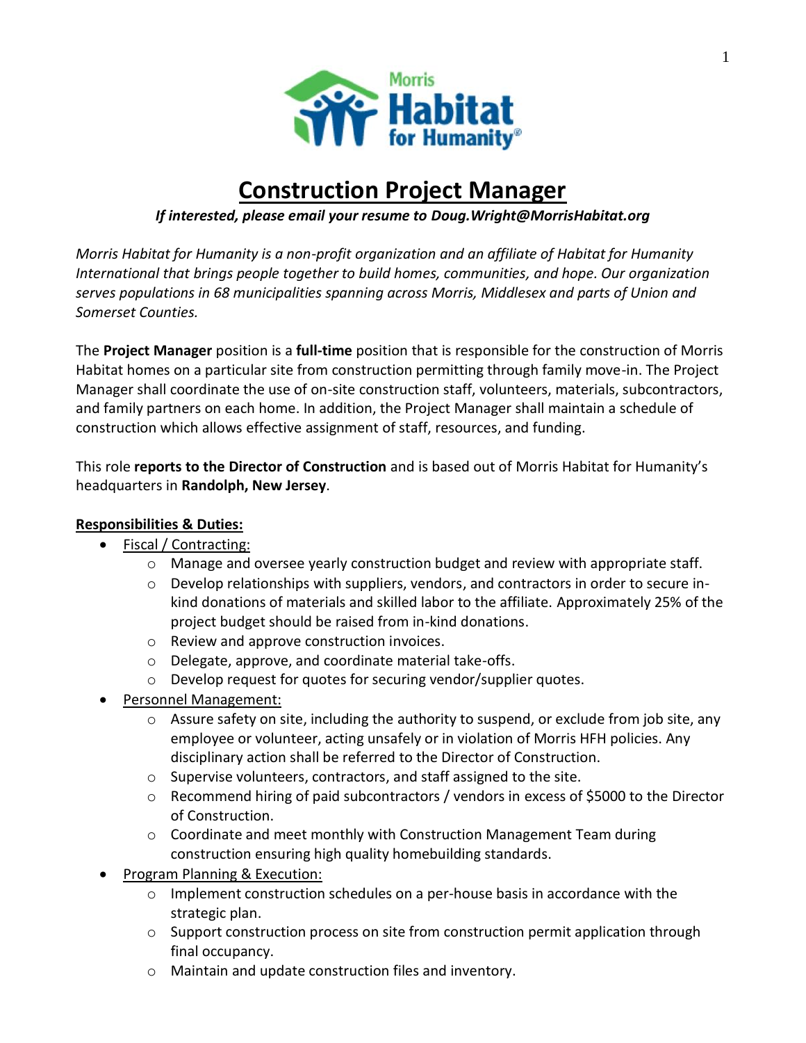# Construction Project Manager

***If interested, please email your resume to Doug.Wright@MorrisHabitat.org***

*Morris Habitat for Humanity is a non-profit organization and an affiliate of Habitat for Humanity International that brings people together to build homes, communities, and hope. Our organization serves populations in 68 municipalities spanning across Morris, Middlesex and parts of Union and Somerset Counties.*

The **Project Manager** position is a **full-time** position that is responsible for the construction of Morris Habitat homes on a particular site from construction permitting through family move-in. The Project Manager shall coordinate the use of on-site construction staff, volunteers, materials, subcontractors, and family partners on each home. In addition, the Project Manager shall maintain a schedule of construction which allows effective assignment of staff, resources, and funding.

This role **reports to the Director of Construction** and is based out of Morris Habitat for Humanity's headquarters in **Randolph, New Jersey**.

## Responsibilities & Duties:

- Fiscal / Contracting:
    - Manage and oversee yearly construction budget and review with appropriate staff.
    - Develop relationships with suppliers, vendors, and contractors in order to secure in-kind donations of materials and skilled labor to the affiliate. Approximately 25% of the project budget should be raised from in-kind donations.
    - Review and approve construction invoices.
    - Delegate, approve, and coordinate material take-offs.
    - Develop request for quotes for securing vendor/supplier quotes.
- Personnel Management:
    - Assure safety on site, including the authority to suspend, or exclude from job site, any employee or volunteer, acting unsafely or in violation of Morris HFH policies. Any disciplinary action shall be referred to the Director of Construction.
    - Supervise volunteers, contractors, and staff assigned to the site.
    - Recommend hiring of paid subcontractors / vendors in excess of $5000 to the Director of Construction.
    - Coordinate and meet monthly with Construction Management Team during construction ensuring high quality homebuilding standards.
- Program Planning & Execution:
    - Implement construction schedules on a per-house basis in accordance with the strategic plan.
    - Support construction process on site from construction permit application through final occupancy.
    - Maintain and update construction files and inventory.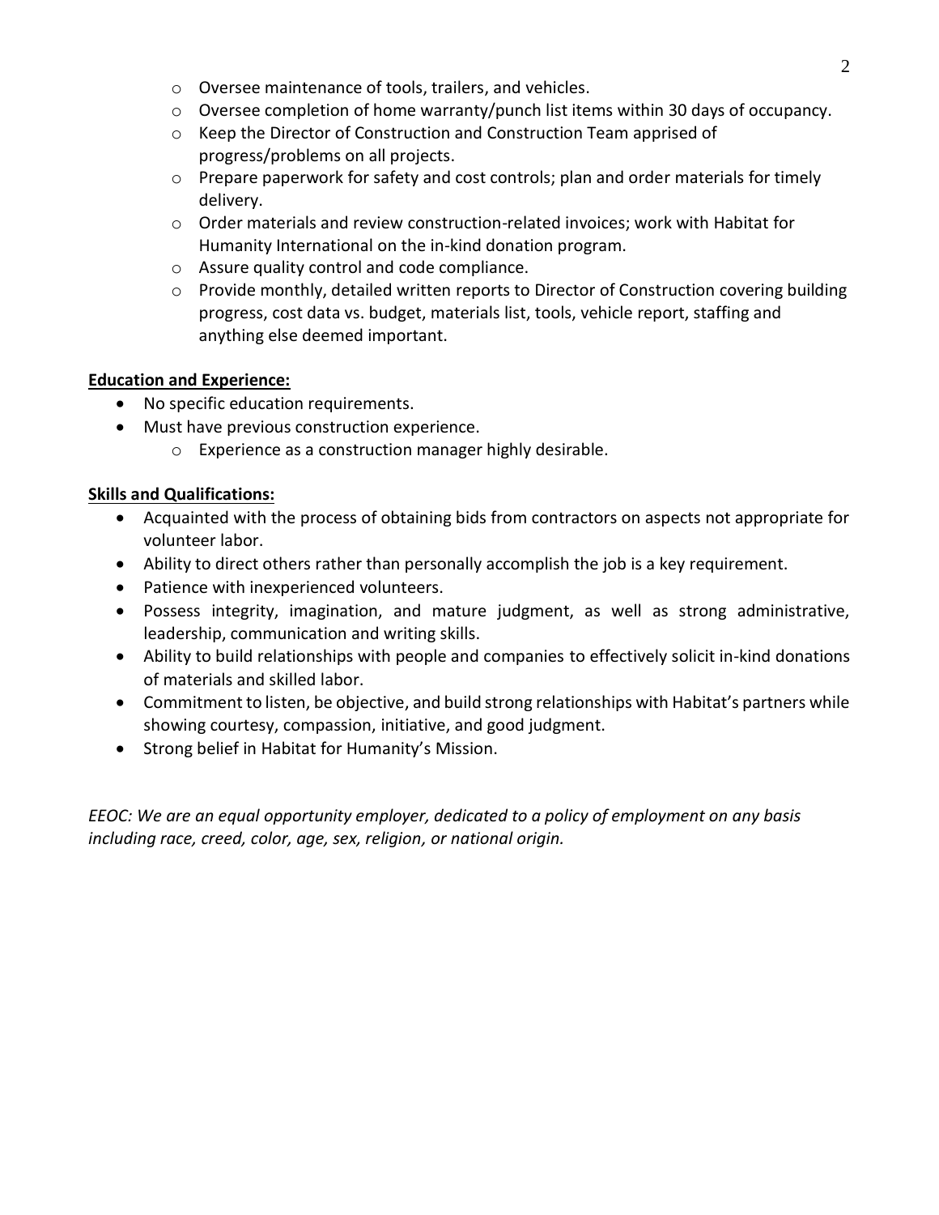- Oversee maintenance of tools, trailers, and vehicles.
  - Oversee completion of home warranty/punch list items within 30 days of occupancy.
  - Keep the Director of Construction and Construction Team apprised of progress/problems on all projects.
  - Prepare paperwork for safety and cost controls; plan and order materials for timely delivery.
  - Order materials and review construction-related invoices; work with Habitat for Humanity International on the in-kind donation program.
  - Assure quality control and code compliance.
  - Provide monthly, detailed written reports to Director of Construction covering building progress, cost data vs. budget, materials list, tools, vehicle report, staffing and anything else deemed important.

**Education and Experience:**

- No specific education requirements.
- Must have previous construction experience.
  - Experience as a construction manager highly desirable.

**Skills and Qualifications:**

- Acquainted with the process of obtaining bids from contractors on aspects not appropriate for volunteer labor.
- Ability to direct others rather than personally accomplish the job is a key requirement.
- Patience with inexperienced volunteers.
- Possess integrity, imagination, and mature judgment, as well as strong administrative, leadership, communication and writing skills.
- Ability to build relationships with people and companies to effectively solicit in-kind donations of materials and skilled labor.
- Commitment to listen, be objective, and build strong relationships with Habitat's partners while showing courtesy, compassion, initiative, and good judgment.
- Strong belief in Habitat for Humanity's Mission.

*EEOC: We are an equal opportunity employer, dedicated to a policy of employment on any basis including race, creed, color, age, sex, religion, or national origin.*